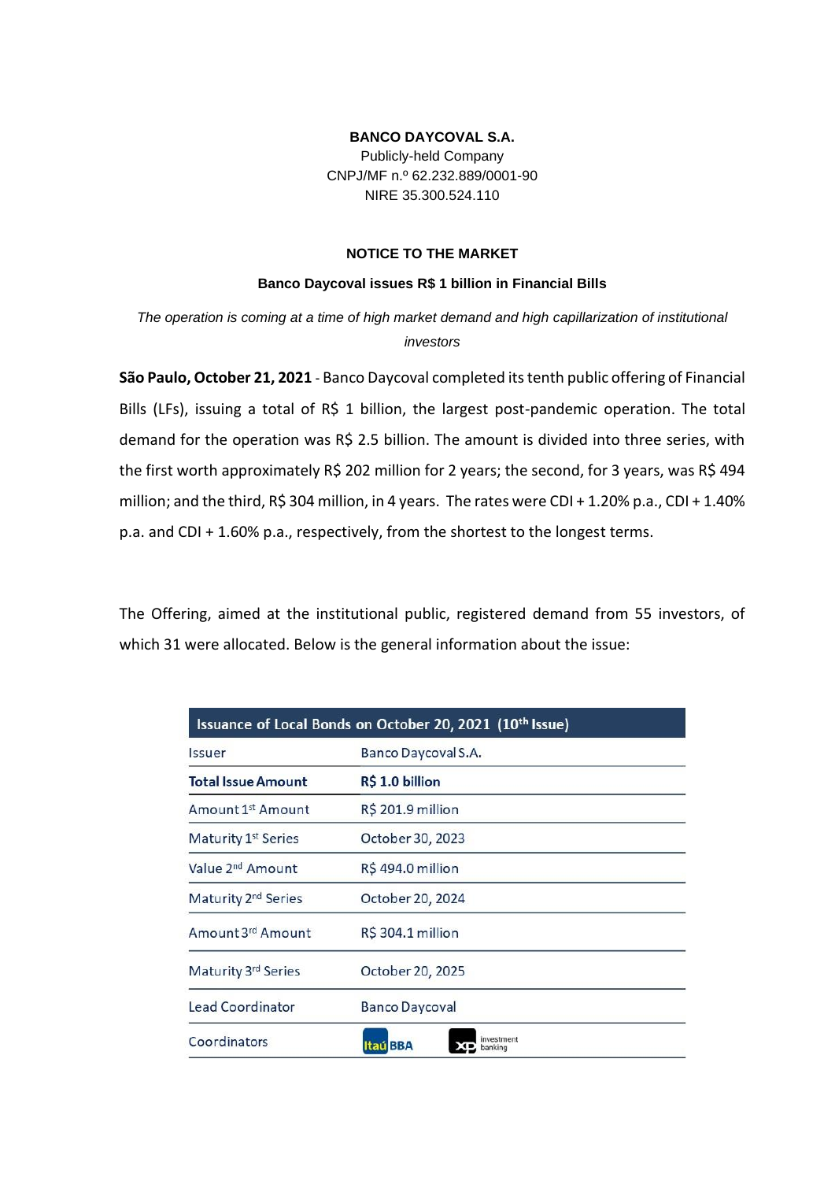**BANCO DAYCOVAL S.A.**

Publicly-held Company

CNPJ/MF n.º 62.232.889/0001-90

NIRE 35.300.524.110

**NOTICE TO THE MARKET**

**Banco Daycoval issues R$ 1 billion in Financial Bills**

*The operation is coming at a time of high market demand and high capillarization of institutional investors*

**São Paulo, October 21, 2021** - Banco Daycoval completed its tenth public offering of Financial Bills (LFs), issuing a total of R$ 1 billion, the largest post-pandemic operation. The total demand for the operation was R$ 2.5 billion. The amount is divided into three series, with the first worth approximately R$ 202 million for 2 years; the second, for 3 years, was R$ 494 million; and the third, R$ 304 million, in 4 years. The rates were CDI + 1.20% p.a., CDI + 1.40% p.a. and CDI + 1.60% p.a., respectively, from the shortest to the longest terms.

The Offering, aimed at the institutional public, registered demand from 55 investors, of which 31 were allocated. Below is the general information about the issue:

| Issuance of Local Bonds on October 20, 2021 (10th Issue) | |
|---|---|
| Issuer | Banco Daycoval S.A. |
| **Total Issue Amount** | **R$ 1.0 billion** |
| Amount 1st Amount | R$ 201.9 million |
| Maturity 1st Series | October 30, 2023 |
| Value 2nd Amount | R$ 494.0 million |
| Maturity 2nd Series | October 20, 2024 |
| Amount 3rd Amount | R$ 304.1 million |
| Maturity 3rd Series | October 20, 2025 |
| Lead Coordinator | Banco Daycoval |
| Coordinators | Itaú BBA, XP investment banking |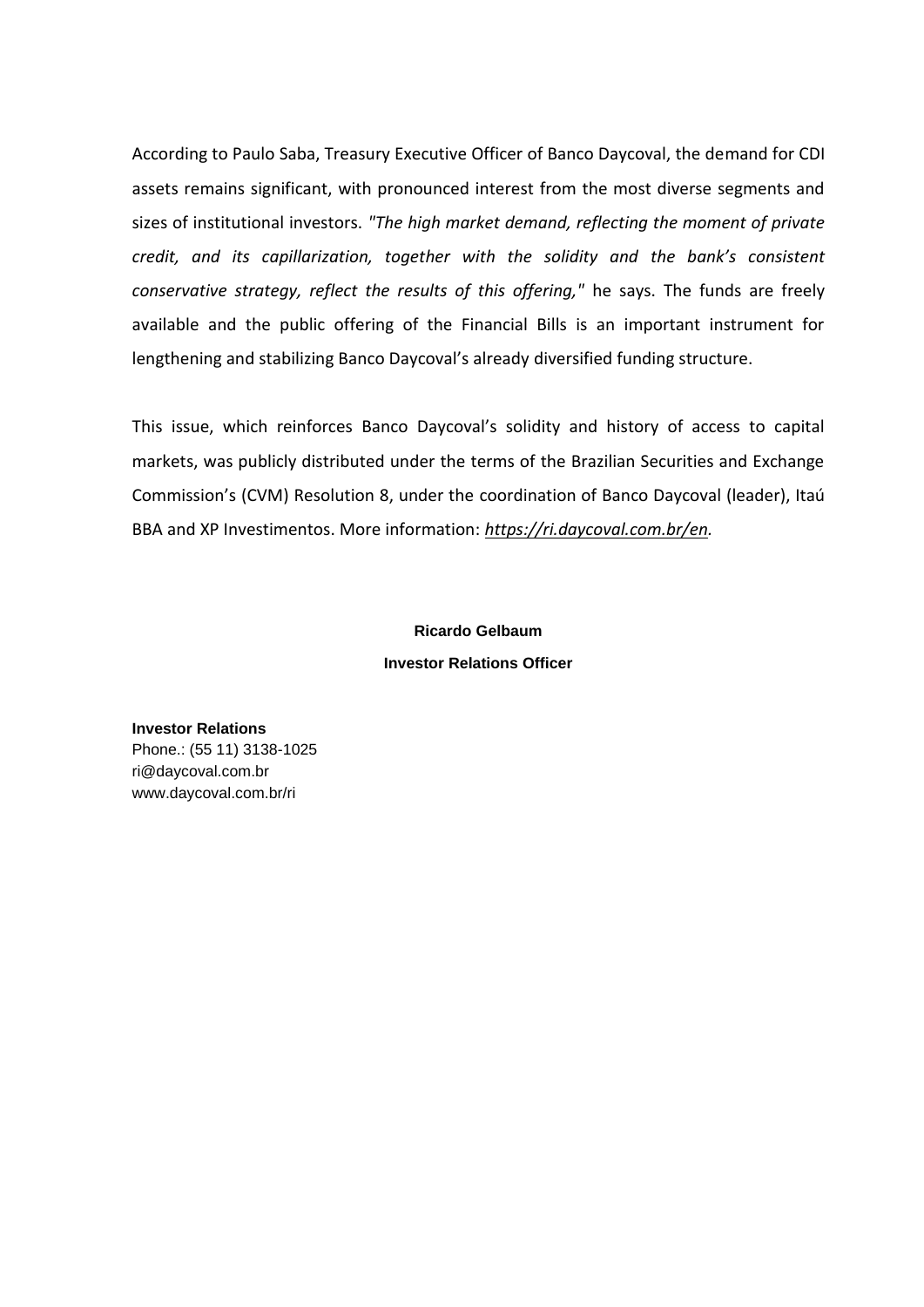According to Paulo Saba, Treasury Executive Officer of Banco Daycoval, the demand for CDI assets remains significant, with pronounced interest from the most diverse segments and sizes of institutional investors. *"The high market demand, reflecting the moment of private credit, and its capillarization, together with the solidity and the bank's consistent conservative strategy, reflect the results of this offering,"* he says. The funds are freely available and the public offering of the Financial Bills is an important instrument for lengthening and stabilizing Banco Daycoval's already diversified funding structure.

This issue, which reinforces Banco Daycoval's solidity and history of access to capital markets, was publicly distributed under the terms of the Brazilian Securities and Exchange Commission's (CVM) Resolution 8, under the coordination of Banco Daycoval (leader), Itaú BBA and XP Investimentos. More information: *https://ri.daycoval.com.br/en.*

**Ricardo Gelbaum**

**Investor Relations Officer**

**Investor Relations**
Phone.: (55 11) 3138-1025
ri@daycoval.com.br
www.daycoval.com.br/ri